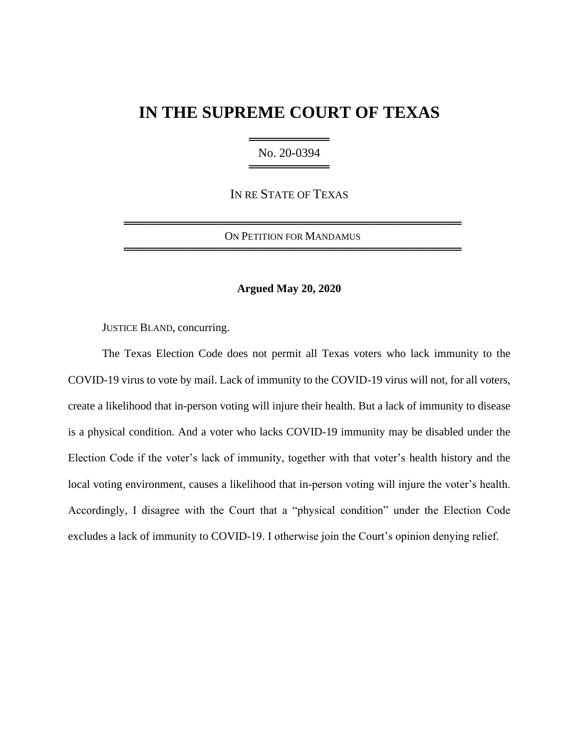# IN THE SUPREME COURT OF TEXAS

No. 20-0394

IN RE STATE OF TEXAS

ON PETITION FOR MANDAMUS

**Argued May 20, 2020**

JUSTICE BLAND, concurring.

The Texas Election Code does not permit all Texas voters who lack immunity to the COVID-19 virus to vote by mail. Lack of immunity to the COVID-19 virus will not, for all voters, create a likelihood that in-person voting will injure their health. But a lack of immunity to disease is a physical condition. And a voter who lacks COVID-19 immunity may be disabled under the Election Code if the voter's lack of immunity, together with that voter's health history and the local voting environment, causes a likelihood that in-person voting will injure the voter's health. Accordingly, I disagree with the Court that a "physical condition" under the Election Code excludes a lack of immunity to COVID-19. I otherwise join the Court's opinion denying relief.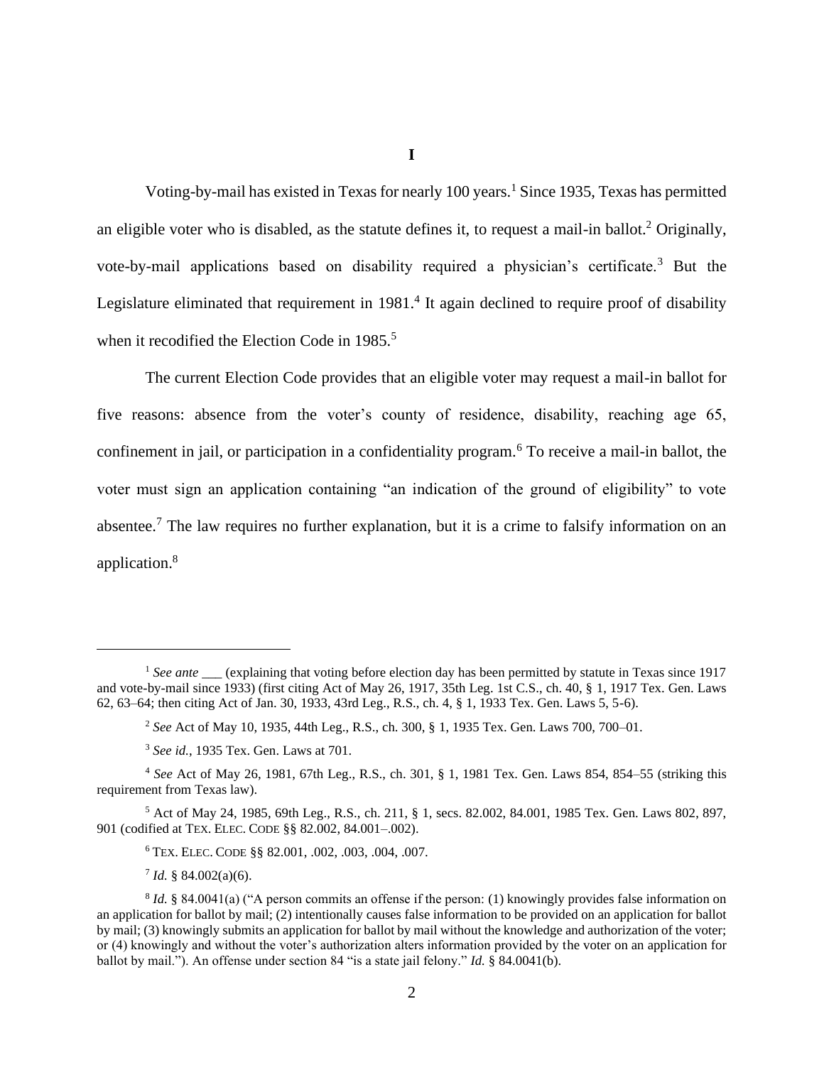# I

Voting-by-mail has existed in Texas for nearly 100 years.[1] Since 1935, Texas has permitted an eligible voter who is disabled, as the statute defines it, to request a mail-in ballot.[2] Originally, vote-by-mail applications based on disability required a physician's certificate.[3] But the Legislature eliminated that requirement in 1981.[4] It again declined to require proof of disability when it recodified the Election Code in 1985.[5]

The current Election Code provides that an eligible voter may request a mail-in ballot for five reasons: absence from the voter's county of residence, disability, reaching age 65, confinement in jail, or participation in a confidentiality program.[6] To receive a mail-in ballot, the voter must sign an application containing "an indication of the ground of eligibility" to vote absentee.[7] The law requires no further explanation, but it is a crime to falsify information on an application.[8]

---

[1] *See ante* ___ (explaining that voting before election day has been permitted by statute in Texas since 1917 and vote-by-mail since 1933) (first citing Act of May 26, 1917, 35th Leg. 1st C.S., ch. 40, § 1, 1917 Tex. Gen. Laws 62, 63–64; then citing Act of Jan. 30, 1933, 43rd Leg., R.S., ch. 4, § 1, 1933 Tex. Gen. Laws 5, 5-6).

[2] *See* Act of May 10, 1935, 44th Leg., R.S., ch. 300, § 1, 1935 Tex. Gen. Laws 700, 700–01.

[3] *See id.*, 1935 Tex. Gen. Laws at 701.

[4] *See* Act of May 26, 1981, 67th Leg., R.S., ch. 301, § 1, 1981 Tex. Gen. Laws 854, 854–55 (striking this requirement from Texas law).

[5] Act of May 24, 1985, 69th Leg., R.S., ch. 211, § 1, secs. 82.002, 84.001, 1985 Tex. Gen. Laws 802, 897, 901 (codified at TEX. ELEC. CODE §§ 82.002, 84.001–.002).

[6] TEX. ELEC. CODE §§ 82.001, .002, .003, .004, .007.

[7] *Id.* § 84.002(a)(6).

[8] *Id.* § 84.0041(a) ("A person commits an offense if the person: (1) knowingly provides false information on an application for ballot by mail; (2) intentionally causes false information to be provided on an application for ballot by mail; (3) knowingly submits an application for ballot by mail without the knowledge and authorization of the voter; or (4) knowingly and without the voter's authorization alters information provided by the voter on an application for ballot by mail."). An offense under section 84 "is a state jail felony." *Id.* § 84.0041(b).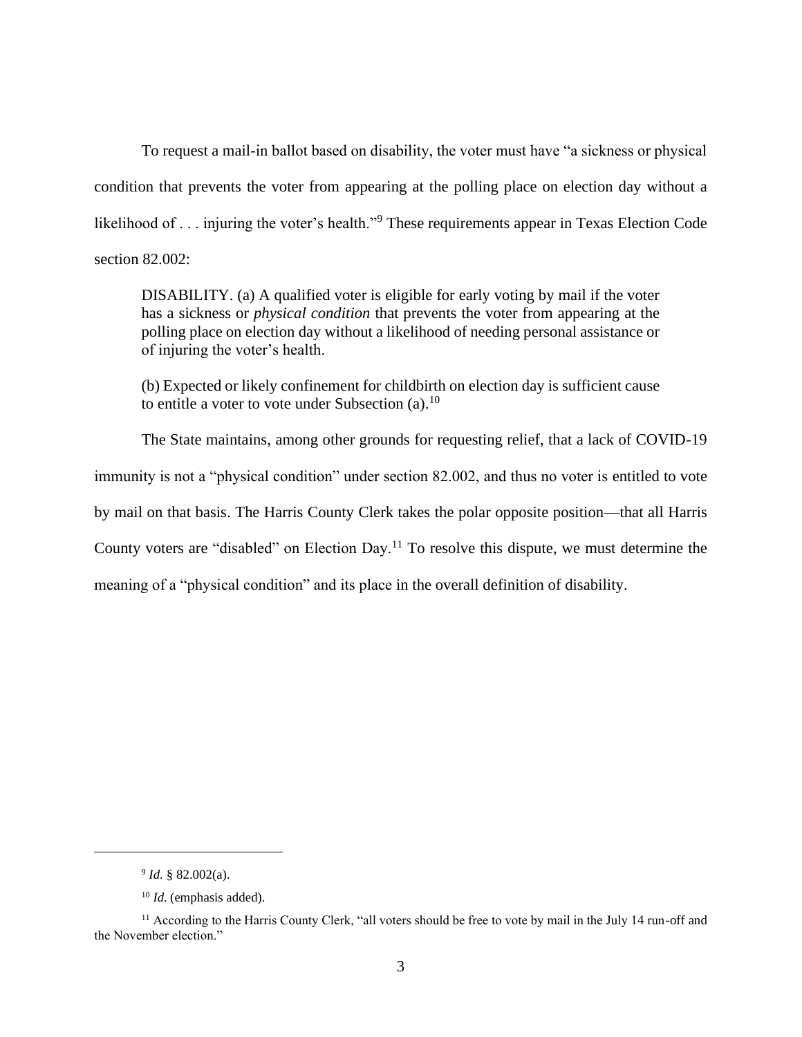To request a mail-in ballot based on disability, the voter must have "a sickness or physical condition that prevents the voter from appearing at the polling place on election day without a likelihood of . . . injuring the voter's health."[9] These requirements appear in Texas Election Code section 82.002:

> DISABILITY. (a) A qualified voter is eligible for early voting by mail if the voter has a sickness or *physical condition* that prevents the voter from appearing at the polling place on election day without a likelihood of needing personal assistance or of injuring the voter's health.
>
> (b) Expected or likely confinement for childbirth on election day is sufficient cause to entitle a voter to vote under Subsection (a).[10]

The State maintains, among other grounds for requesting relief, that a lack of COVID-19 immunity is not a "physical condition" under section 82.002, and thus no voter is entitled to vote by mail on that basis. The Harris County Clerk takes the polar opposite position—that all Harris County voters are "disabled" on Election Day.[11] To resolve this dispute, we must determine the meaning of a "physical condition" and its place in the overall definition of disability.

---

[9] *Id.* § 82.002(a).

[10] *Id.* (emphasis added).

[11] According to the Harris County Clerk, "all voters should be free to vote by mail in the July 14 run-off and the November election."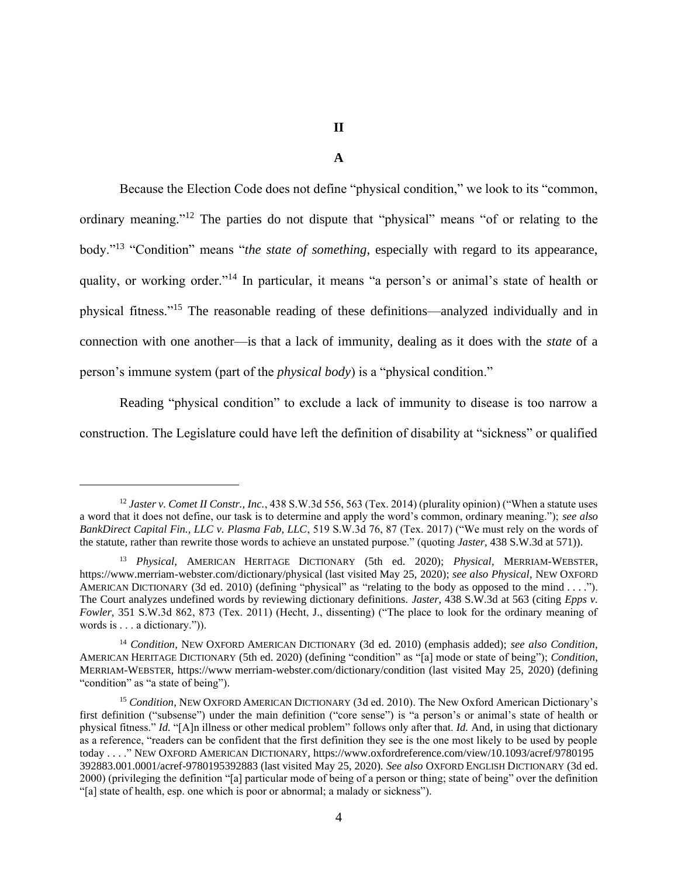## II

### A

Because the Election Code does not define "physical condition," we look to its "common, ordinary meaning."[12] The parties do not dispute that "physical" means "of or relating to the body."[13] "Condition" means "*the state of something*, especially with regard to its appearance, quality, or working order."[14] In particular, it means "a person's or animal's state of health or physical fitness."[15] The reasonable reading of these definitions—analyzed individually and in connection with one another—is that a lack of immunity, dealing as it does with the *state* of a person's immune system (part of the *physical body*) is a "physical condition."

Reading "physical condition" to exclude a lack of immunity to disease is too narrow a construction. The Legislature could have left the definition of disability at "sickness" or qualified

---

[12] *Jaster v. Comet II Constr., Inc.*, 438 S.W.3d 556, 563 (Tex. 2014) (plurality opinion) ("When a statute uses a word that it does not define, our task is to determine and apply the word's common, ordinary meaning."); *see also BankDirect Capital Fin., LLC v. Plasma Fab, LLC*, 519 S.W.3d 76, 87 (Tex. 2017) ("We must rely on the words of the statute, rather than rewrite those words to achieve an unstated purpose." (quoting *Jaster*, 438 S.W.3d at 571)).

[13] *Physical*, AMERICAN HERITAGE DICTIONARY (5th ed. 2020); *Physical*, MERRIAM-WEBSTER, https://www.merriam-webster.com/dictionary/physical (last visited May 25, 2020); *see also Physical*, NEW OXFORD AMERICAN DICTIONARY (3d ed. 2010) (defining "physical" as "relating to the body as opposed to the mind . . . ."). The Court analyzes undefined words by reviewing dictionary definitions. *Jaster*, 438 S.W.3d at 563 (citing *Epps v. Fowler*, 351 S.W.3d 862, 873 (Tex. 2011) (Hecht, J., dissenting) ("The place to look for the ordinary meaning of words is . . . a dictionary.")).

[14] *Condition*, NEW OXFORD AMERICAN DICTIONARY (3d ed. 2010) (emphasis added); *see also Condition*, AMERICAN HERITAGE DICTIONARY (5th ed. 2020) (defining "condition" as "[a] mode or state of being"); *Condition*, MERRIAM-WEBSTER, https://www merriam-webster.com/dictionary/condition (last visited May 25, 2020) (defining "condition" as "a state of being").

[15] *Condition*, NEW OXFORD AMERICAN DICTIONARY (3d ed. 2010). The New Oxford American Dictionary's first definition ("subsense") under the main definition ("core sense") is "a person's or animal's state of health or physical fitness." *Id.* "[A]n illness or other medical problem" follows only after that. *Id.* And, in using that dictionary as a reference, "readers can be confident that the first definition they see is the one most likely to be used by people today . . . ." NEW OXFORD AMERICAN DICTIONARY, https://www.oxfordreference.com/view/10.1093/acref/9780195 392883.001.0001/acref-9780195392883 (last visited May 25, 2020). *See also* OXFORD ENGLISH DICTIONARY (3d ed. 2000) (privileging the definition "[a] particular mode of being of a person or thing; state of being" over the definition "[a] state of health, esp. one which is poor or abnormal; a malady or sickness").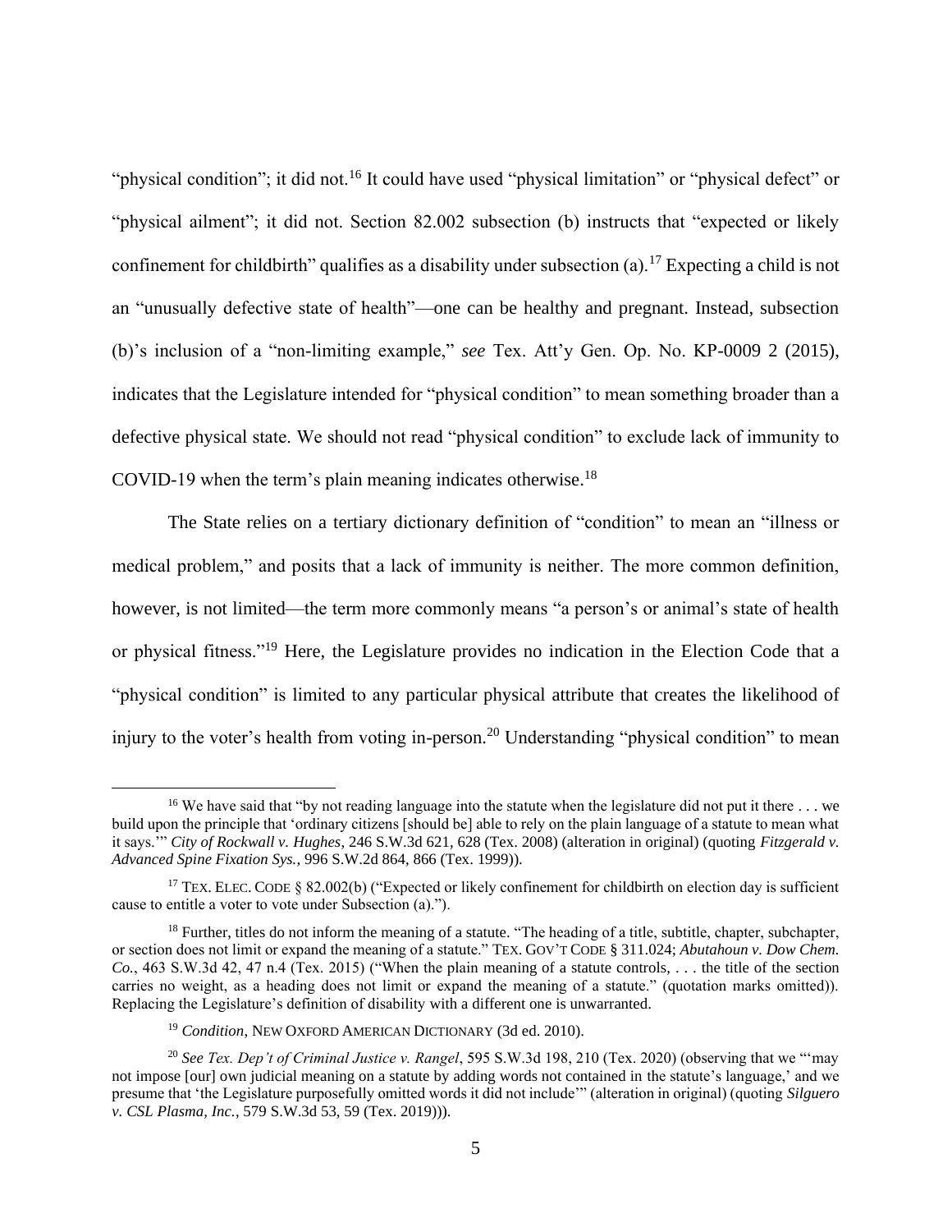"physical condition"; it did not.[16] It could have used "physical limitation" or "physical defect" or "physical ailment"; it did not. Section 82.002 subsection (b) instructs that "expected or likely confinement for childbirth" qualifies as a disability under subsection (a).[17] Expecting a child is not an "unusually defective state of health"—one can be healthy and pregnant. Instead, subsection (b)'s inclusion of a "non-limiting example," *see* Tex. Att'y Gen. Op. No. KP-0009 2 (2015), indicates that the Legislature intended for "physical condition" to mean something broader than a defective physical state. We should not read "physical condition" to exclude lack of immunity to COVID-19 when the term's plain meaning indicates otherwise.[18]

The State relies on a tertiary dictionary definition of "condition" to mean an "illness or medical problem," and posits that a lack of immunity is neither. The more common definition, however, is not limited—the term more commonly means "a person's or animal's state of health or physical fitness."[19] Here, the Legislature provides no indication in the Election Code that a "physical condition" is limited to any particular physical attribute that creates the likelihood of injury to the voter's health from voting in-person.[20] Understanding "physical condition" to mean

---

[16] We have said that "by not reading language into the statute when the legislature did not put it there . . . we build upon the principle that 'ordinary citizens [should be] able to rely on the plain language of a statute to mean what it says.'" *City of Rockwall v. Hughes*, 246 S.W.3d 621, 628 (Tex. 2008) (alteration in original) (quoting *Fitzgerald v. Advanced Spine Fixation Sys.*, 996 S.W.2d 864, 866 (Tex. 1999)).

[17] TEX. ELEC. CODE § 82.002(b) ("Expected or likely confinement for childbirth on election day is sufficient cause to entitle a voter to vote under Subsection (a).").

[18] Further, titles do not inform the meaning of a statute. "The heading of a title, subtitle, chapter, subchapter, or section does not limit or expand the meaning of a statute." TEX. GOV'T CODE § 311.024; *Abutahoun v. Dow Chem. Co.*, 463 S.W.3d 42, 47 n.4 (Tex. 2015) ("When the plain meaning of a statute controls, . . . the title of the section carries no weight, as a heading does not limit or expand the meaning of a statute." (quotation marks omitted)). Replacing the Legislature's definition of disability with a different one is unwarranted.

[19] *Condition*, NEW OXFORD AMERICAN DICTIONARY (3d ed. 2010).

[20] *See Tex. Dep't of Criminal Justice v. Rangel*, 595 S.W.3d 198, 210 (Tex. 2020) (observing that we "'may not impose [our] own judicial meaning on a statute by adding words not contained in the statute's language,' and we presume that 'the Legislature purposefully omitted words it did not include'" (alteration in original) (quoting *Silguero v. CSL Plasma, Inc.*, 579 S.W.3d 53, 59 (Tex. 2019))).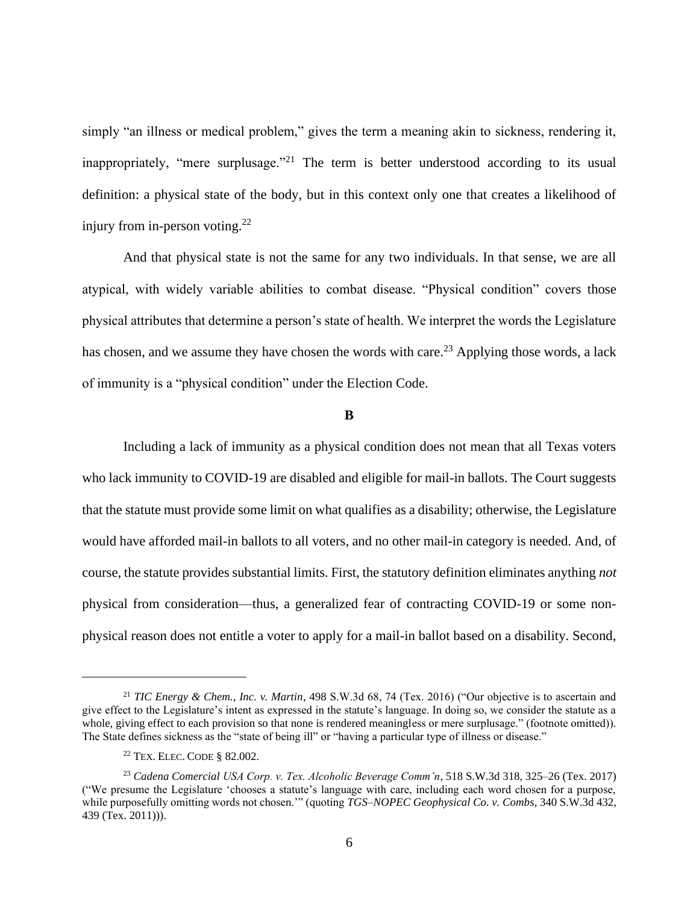simply "an illness or medical problem," gives the term a meaning akin to sickness, rendering it, inappropriately, "mere surplusage."[21] The term is better understood according to its usual definition: a physical state of the body, but in this context only one that creates a likelihood of injury from in-person voting.[22]

And that physical state is not the same for any two individuals. In that sense, we are all atypical, with widely variable abilities to combat disease. "Physical condition" covers those physical attributes that determine a person's state of health. We interpret the words the Legislature has chosen, and we assume they have chosen the words with care.[23] Applying those words, a lack of immunity is a "physical condition" under the Election Code.

**B**

Including a lack of immunity as a physical condition does not mean that all Texas voters who lack immunity to COVID-19 are disabled and eligible for mail-in ballots. The Court suggests that the statute must provide some limit on what qualifies as a disability; otherwise, the Legislature would have afforded mail-in ballots to all voters, and no other mail-in category is needed. And, of course, the statute provides substantial limits. First, the statutory definition eliminates anything *not* physical from consideration—thus, a generalized fear of contracting COVID-19 or some non-physical reason does not entitle a voter to apply for a mail-in ballot based on a disability. Second,

---

[21] *TIC Energy & Chem., Inc. v. Martin*, 498 S.W.3d 68, 74 (Tex. 2016) ("Our objective is to ascertain and give effect to the Legislature's intent as expressed in the statute's language. In doing so, we consider the statute as a whole, giving effect to each provision so that none is rendered meaningless or mere surplusage." (footnote omitted)). The State defines sickness as the "state of being ill" or "having a particular type of illness or disease."

[22] TEX. ELEC. CODE § 82.002.

[23] *Cadena Comercial USA Corp. v. Tex. Alcoholic Beverage Comm'n*, 518 S.W.3d 318, 325–26 (Tex. 2017) ("We presume the Legislature 'chooses a statute's language with care, including each word chosen for a purpose, while purposefully omitting words not chosen.'" (quoting *TGS–NOPEC Geophysical Co. v. Combs*, 340 S.W.3d 432, 439 (Tex. 2011))).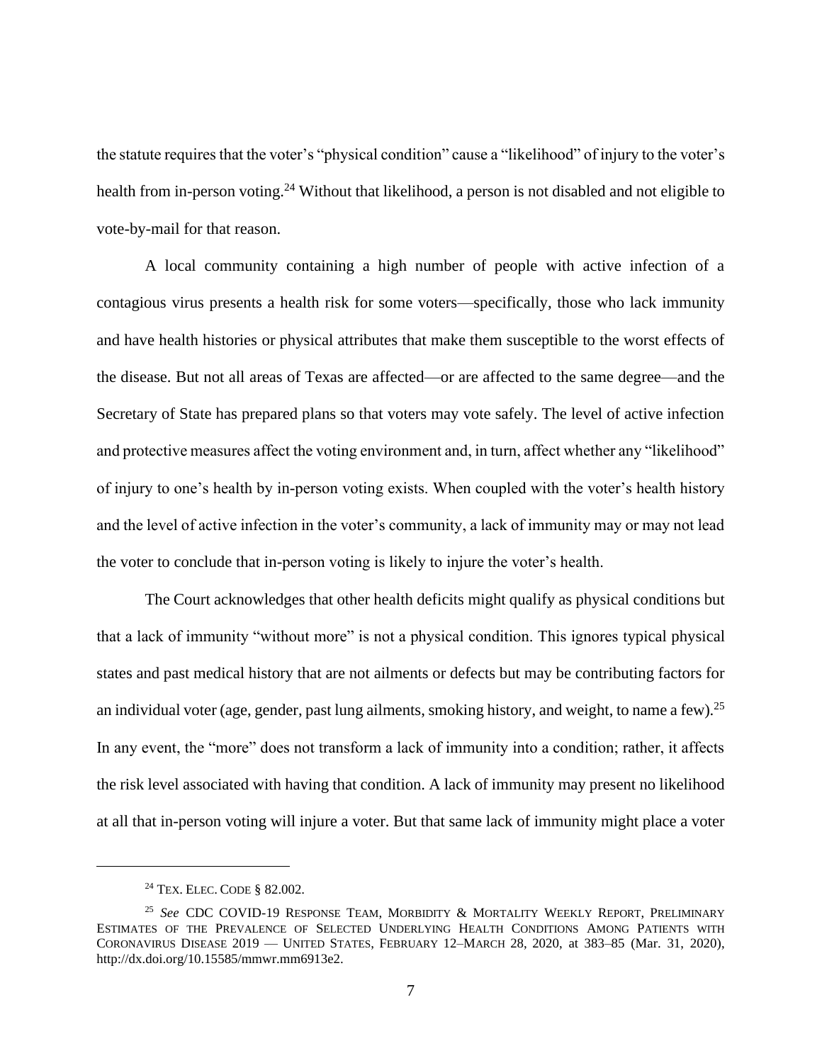the statute requires that the voter's "physical condition" cause a "likelihood" of injury to the voter's health from in-person voting.[24] Without that likelihood, a person is not disabled and not eligible to vote-by-mail for that reason.

A local community containing a high number of people with active infection of a contagious virus presents a health risk for some voters—specifically, those who lack immunity and have health histories or physical attributes that make them susceptible to the worst effects of the disease. But not all areas of Texas are affected—or are affected to the same degree—and the Secretary of State has prepared plans so that voters may vote safely. The level of active infection and protective measures affect the voting environment and, in turn, affect whether any "likelihood" of injury to one's health by in-person voting exists. When coupled with the voter's health history and the level of active infection in the voter's community, a lack of immunity may or may not lead the voter to conclude that in-person voting is likely to injure the voter's health.

The Court acknowledges that other health deficits might qualify as physical conditions but that a lack of immunity "without more" is not a physical condition. This ignores typical physical states and past medical history that are not ailments or defects but may be contributing factors for an individual voter (age, gender, past lung ailments, smoking history, and weight, to name a few).[25] In any event, the "more" does not transform a lack of immunity into a condition; rather, it affects the risk level associated with having that condition. A lack of immunity may present no likelihood at all that in-person voting will injure a voter. But that same lack of immunity might place a voter

---

[24] TEX. ELEC. CODE § 82.002.

[25] *See* CDC COVID-19 RESPONSE TEAM, MORBIDITY & MORTALITY WEEKLY REPORT, PRELIMINARY ESTIMATES OF THE PREVALENCE OF SELECTED UNDERLYING HEALTH CONDITIONS AMONG PATIENTS WITH CORONAVIRUS DISEASE 2019 — UNITED STATES, FEBRUARY 12–MARCH 28, 2020, at 383–85 (Mar. 31, 2020), http://dx.doi.org/10.15585/mmwr.mm6913e2.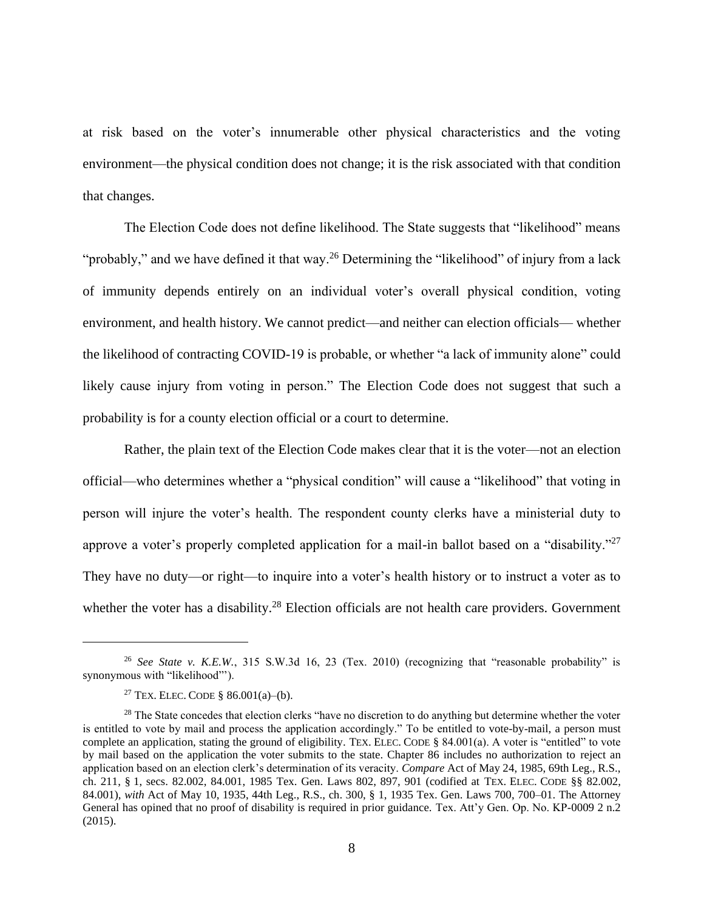at risk based on the voter's innumerable other physical characteristics and the voting environment—the physical condition does not change; it is the risk associated with that condition that changes.

The Election Code does not define likelihood. The State suggests that "likelihood" means "probably," and we have defined it that way.[26] Determining the "likelihood" of injury from a lack of immunity depends entirely on an individual voter's overall physical condition, voting environment, and health history. We cannot predict—and neither can election officials— whether the likelihood of contracting COVID-19 is probable, or whether "a lack of immunity alone" could likely cause injury from voting in person." The Election Code does not suggest that such a probability is for a county election official or a court to determine.

Rather, the plain text of the Election Code makes clear that it is the voter—not an election official—who determines whether a "physical condition" will cause a "likelihood" that voting in person will injure the voter's health. The respondent county clerks have a ministerial duty to approve a voter's properly completed application for a mail-in ballot based on a "disability."[27] They have no duty—or right—to inquire into a voter's health history or to instruct a voter as to whether the voter has a disability.[28] Election officials are not health care providers. Government

---

[26] *See State v. K.E.W.*, 315 S.W.3d 16, 23 (Tex. 2010) (recognizing that "reasonable probability" is synonymous with "likelihood"').

[27] TEX. ELEC. CODE § 86.001(a)–(b).

[28] The State concedes that election clerks "have no discretion to do anything but determine whether the voter is entitled to vote by mail and process the application accordingly." To be entitled to vote-by-mail, a person must complete an application, stating the ground of eligibility. TEX. ELEC. CODE § 84.001(a). A voter is "entitled" to vote by mail based on the application the voter submits to the state. Chapter 86 includes no authorization to reject an application based on an election clerk's determination of its veracity. *Compare* Act of May 24, 1985, 69th Leg., R.S., ch. 211, § 1, secs. 82.002, 84.001, 1985 Tex. Gen. Laws 802, 897, 901 (codified at TEX. ELEC. CODE §§ 82.002, 84.001), *with* Act of May 10, 1935, 44th Leg., R.S., ch. 300, § 1, 1935 Tex. Gen. Laws 700, 700–01. The Attorney General has opined that no proof of disability is required in prior guidance. Tex. Att'y Gen. Op. No. KP-0009 2 n.2 (2015).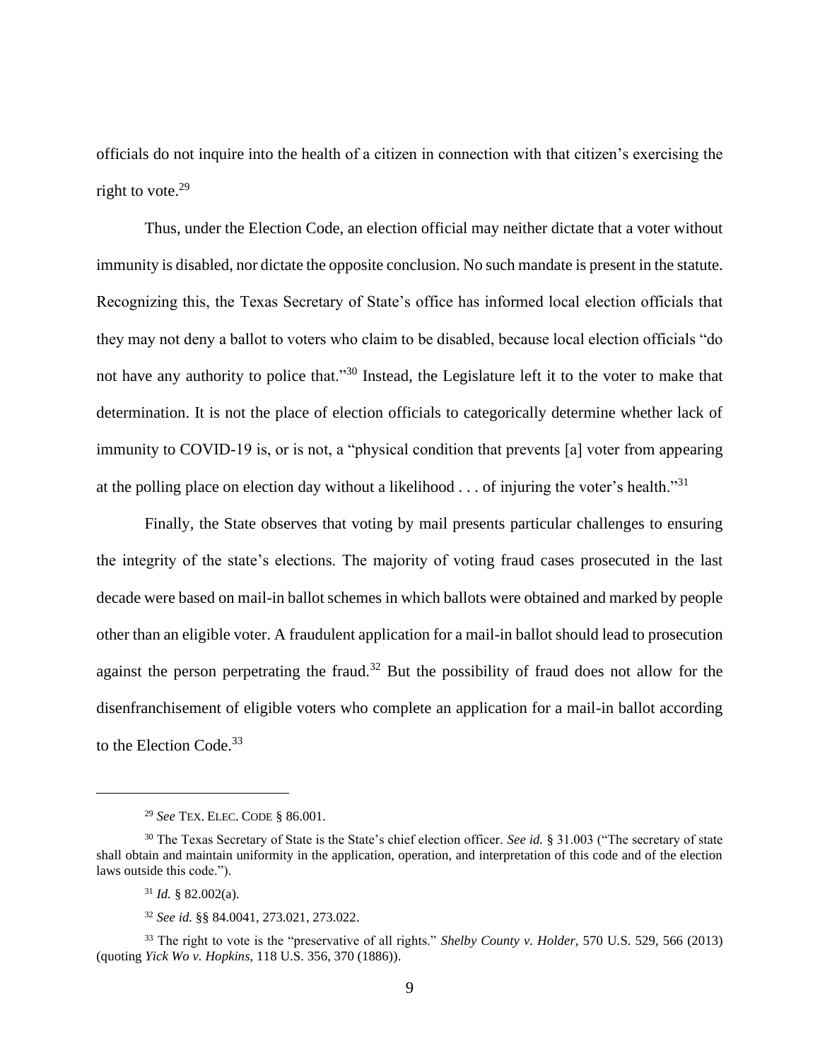officials do not inquire into the health of a citizen in connection with that citizen's exercising the right to vote.[29]

Thus, under the Election Code, an election official may neither dictate that a voter without immunity is disabled, nor dictate the opposite conclusion. No such mandate is present in the statute. Recognizing this, the Texas Secretary of State's office has informed local election officials that they may not deny a ballot to voters who claim to be disabled, because local election officials "do not have any authority to police that."[30] Instead, the Legislature left it to the voter to make that determination. It is not the place of election officials to categorically determine whether lack of immunity to COVID-19 is, or is not, a "physical condition that prevents [a] voter from appearing at the polling place on election day without a likelihood . . . of injuring the voter's health."[31]

Finally, the State observes that voting by mail presents particular challenges to ensuring the integrity of the state's elections. The majority of voting fraud cases prosecuted in the last decade were based on mail-in ballot schemes in which ballots were obtained and marked by people other than an eligible voter. A fraudulent application for a mail-in ballot should lead to prosecution against the person perpetrating the fraud.[32] But the possibility of fraud does not allow for the disenfranchisement of eligible voters who complete an application for a mail-in ballot according to the Election Code.[33]

---

[29] *See* TEX. ELEC. CODE § 86.001.

[30] The Texas Secretary of State is the State's chief election officer. *See id.* § 31.003 ("The secretary of state shall obtain and maintain uniformity in the application, operation, and interpretation of this code and of the election laws outside this code.").

[31] *Id.* § 82.002(a).

[32] *See id.* §§ 84.0041, 273.021, 273.022.

[33] The right to vote is the "preservative of all rights." *Shelby County v. Holder*, 570 U.S. 529, 566 (2013) (quoting *Yick Wo v. Hopkins*, 118 U.S. 356, 370 (1886)).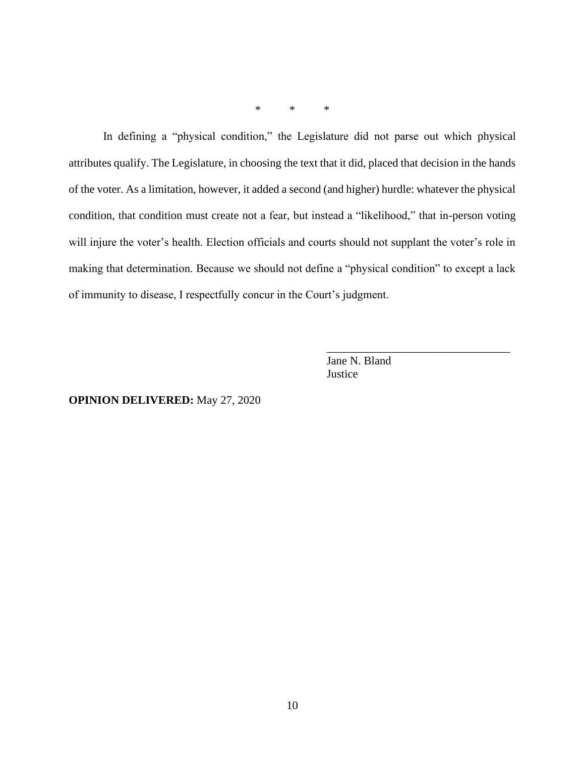\*           \*           \*

In defining a "physical condition," the Legislature did not parse out which physical attributes qualify. The Legislature, in choosing the text that it did, placed that decision in the hands of the voter. As a limitation, however, it added a second (and higher) hurdle: whatever the physical condition, that condition must create not a fear, but instead a "likelihood," that in-person voting will injure the voter's health. Election officials and courts should not supplant the voter's role in making that determination. Because we should not define a "physical condition" to except a lack of immunity to disease, I respectfully concur in the Court's judgment.

\_\_\_\_\_\_\_\_\_\_\_\_\_\_\_\_\_\_\_\_\_\_\_\_\_\_\_\_\_\_\_\_
Jane N. Bland
Justice

**OPINION DELIVERED:** May 27, 2020